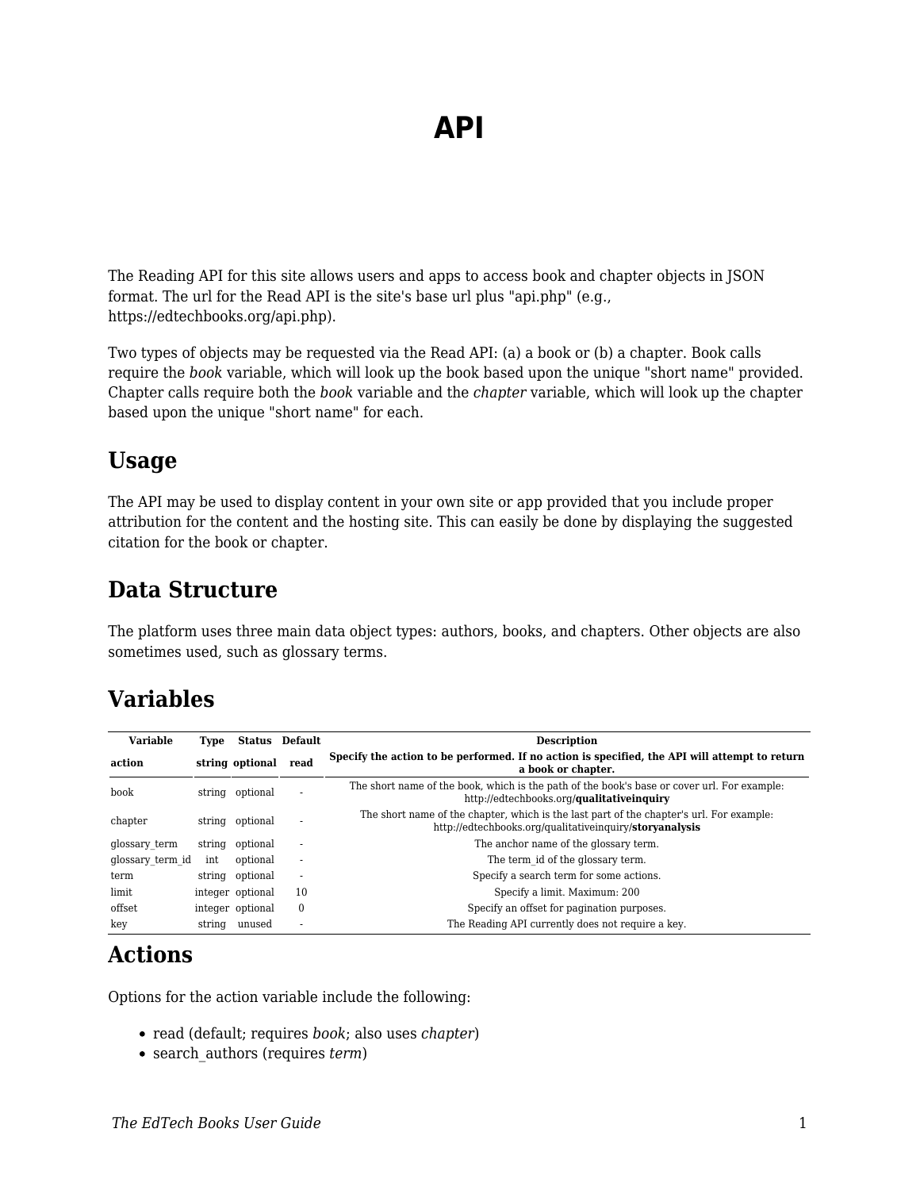# API

The Reading API for this site allows users and apps to access book and chapter objects in JSON format. The url for the Read API is the site's base url plus "api.php" (e.g., https://edtechbooks.org/api.php).

Two types of objects may be requested via the Read API: (a) a book or (b) a chapter. Book calls require the *book* variable, which will look up the book based upon the unique "short name" provided. Chapter calls require both the *book* variable and the *chapter* variable, which will look up the chapter based upon the unique "short name" for each.

## Usage

The API may be used to display content in your own site or app provided that you include proper attribution for the content and the hosting site. This can easily be done by displaying the suggested citation for the book or chapter.

## Data Structure

The platform uses three main data object types: authors, books, and chapters. Other objects are also sometimes used, such as glossary terms.

## Variables

| Variable | Type | Status | Default | Description |
|---|---|---|---|---|
| **action** | **string** | **optional** | **read** | **Specify the action to be performed. If no action is specified, the API will attempt to return a book or chapter.** |
| book | string | optional | - | The short name of the book, which is the path of the book's base or cover url. For example: http://edtechbooks.org/**qualitativeinquiry** |
| chapter | string | optional | - | The short name of the chapter, which is the last part of the chapter's url. For example: http://edtechbooks.org/qualitativeinquiry/**storyanalysis** |
| glossary_term | string | optional | - | The anchor name of the glossary term. |
| glossary_term_id | int | optional | - | The term_id of the glossary term. |
| term | string | optional | - | Specify a search term for some actions. |
| limit | integer | optional | 10 | Specify a limit. Maximum: 200 |
| offset | integer | optional | 0 | Specify an offset for pagination purposes. |
| key | string | unused | - | The Reading API currently does not require a key. |

## Actions

Options for the action variable include the following:

- read (default; requires *book*; also uses *chapter*)
- search_authors (requires *term*)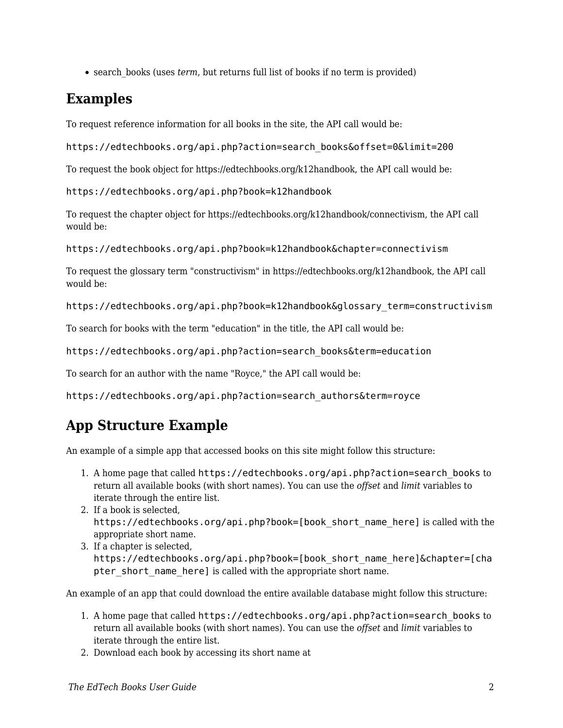- search_books (uses *term*, but returns full list of books if no term is provided)

## Examples

To request reference information for all books in the site, the API call would be:

`https://edtechbooks.org/api.php?action=search_books&offset=0&limit=200`

To request the book object for https://edtechbooks.org/k12handbook, the API call would be:

`https://edtechbooks.org/api.php?book=k12handbook`

To request the chapter object for https://edtechbooks.org/k12handbook/connectivism, the API call would be:

`https://edtechbooks.org/api.php?book=k12handbook&chapter=connectivism`

To request the glossary term "constructivism" in https://edtechbooks.org/k12handbook, the API call would be:

`https://edtechbooks.org/api.php?book=k12handbook&glossary_term=constructivism`

To search for books with the term "education" in the title, the API call would be:

`https://edtechbooks.org/api.php?action=search_books&term=education`

To search for an author with the name "Royce," the API call would be:

`https://edtechbooks.org/api.php?action=search_authors&term=royce`

## App Structure Example

An example of a simple app that accessed books on this site might follow this structure:

1. A home page that called `https://edtechbooks.org/api.php?action=search_books` to return all available books (with short names). You can use the *offset* and *limit* variables to iterate through the entire list.
2. If a book is selected, `https://edtechbooks.org/api.php?book=[book_short_name_here]` is called with the appropriate short name.
3. If a chapter is selected, `https://edtechbooks.org/api.php?book=[book_short_name_here]&chapter=[chapter_short_name_here]` is called with the appropriate short name.

An example of an app that could download the entire available database might follow this structure:

1. A home page that called `https://edtechbooks.org/api.php?action=search_books` to return all available books (with short names). You can use the *offset* and *limit* variables to iterate through the entire list.
2. Download each book by accessing its short name at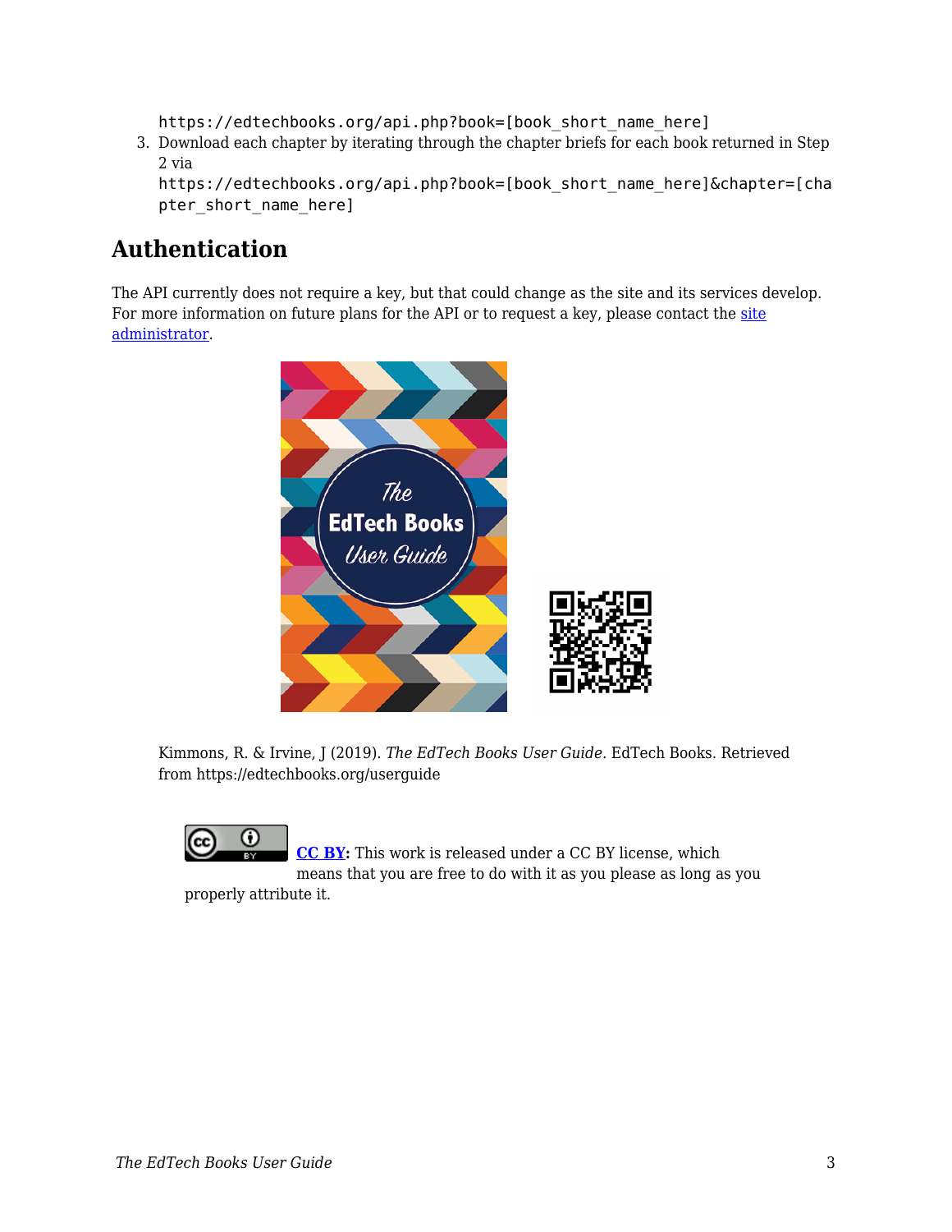https://edtechbooks.org/api.php?book=[book_short_name_here]

3. Download each chapter by iterating through the chapter briefs for each book returned in Step 2 via
   https://edtechbooks.org/api.php?book=[book_short_name_here]&chapter=[chapter_short_name_here]

## Authentication

The API currently does not require a key, but that could change as the site and its services develop. For more information on future plans for the API or to request a key, please contact the site administrator.

Kimmons, R. & Irvine, J (2019). *The EdTech Books User Guide*. EdTech Books. Retrieved from https://edtechbooks.org/userguide

**CC BY:** This work is released under a CC BY license, which means that you are free to do with it as you please as long as you properly attribute it.